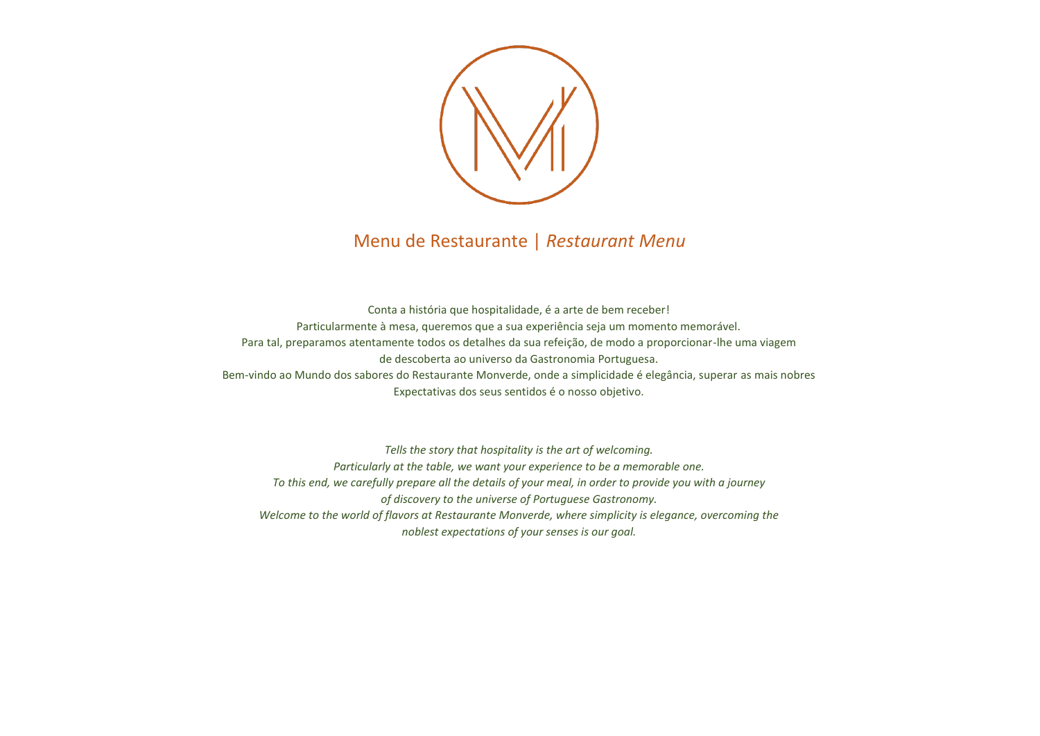# Menu de Restaurante | *Restaurant Menu*

Conta a história que hospitalidade, é a arte de bem receber!
Particularmente à mesa, queremos que a sua experiência seja um momento memorável.
Para tal, preparamos atentamente todos os detalhes da sua refeição, de modo a proporcionar-lhe uma viagem de descoberta ao universo da Gastronomia Portuguesa.
Bem-vindo ao Mundo dos sabores do Restaurante Monverde, onde a simplicidade é elegância, superar as mais nobres Expectativas dos seus sentidos é o nosso objetivo.

*Tells the story that hospitality is the art of welcoming.*
*Particularly at the table, we want your experience to be a memorable one.*
*To this end, we carefully prepare all the details of your meal, in order to provide you with a journey of discovery to the universe of Portuguese Gastronomy.*
*Welcome to the world of flavors at Restaurante Monverde, where simplicity is elegance, overcoming the noblest expectations of your senses is our goal.*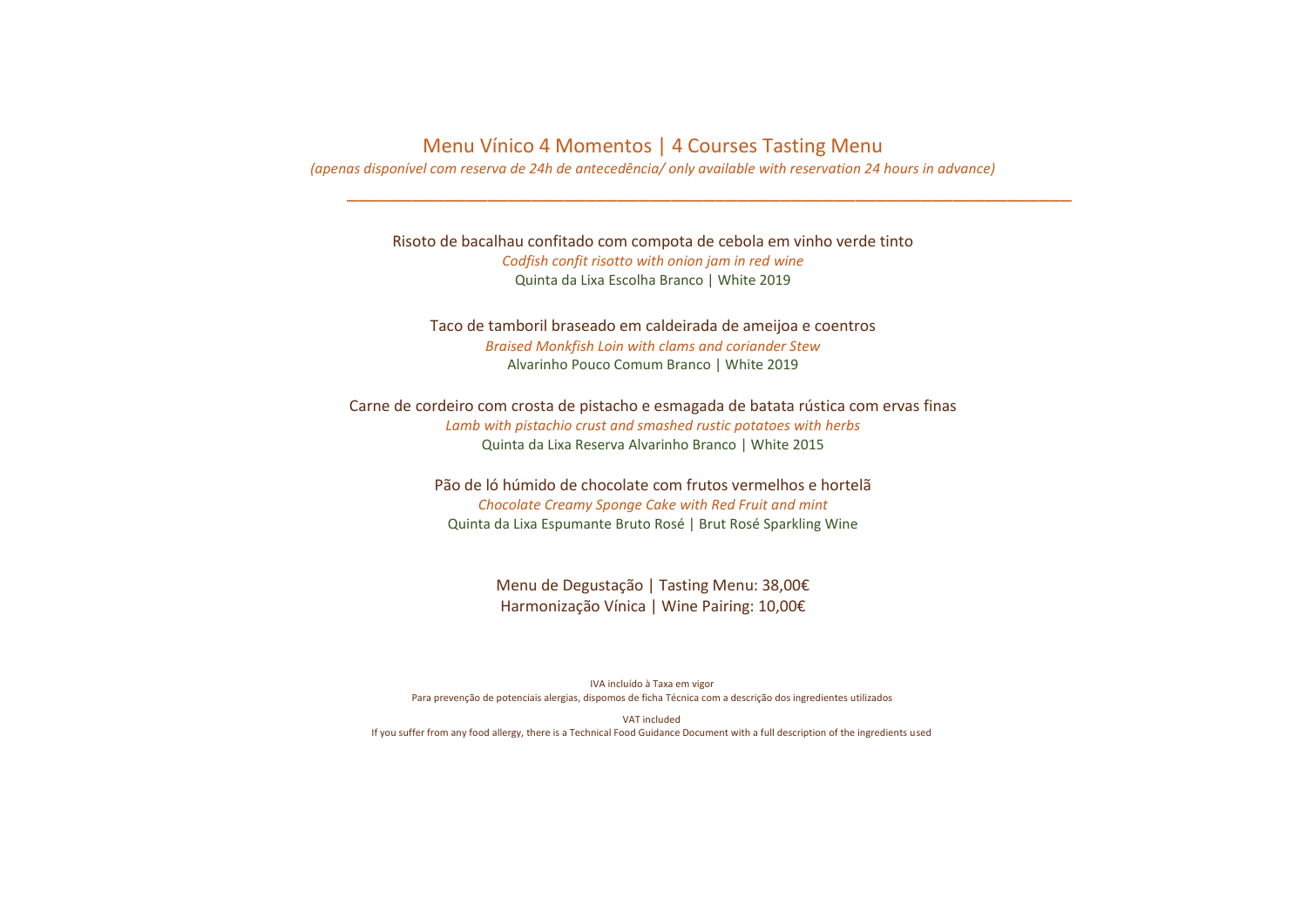# Menu Vínico 4 Momentos | 4 Courses Tasting Menu

*(apenas disponível com reserva de 24h de antecedência/ only available with reservation 24 hours in advance)*

---

Risoto de bacalhau confitado com compota de cebola em vinho verde tinto
*Codfish confit risotto with onion jam in red wine*
Quinta da Lixa Escolha Branco | White 2019

Taco de tamboril braseado em caldeirada de ameijoa e coentros
*Braised Monkfish Loin with clams and coriander Stew*
Alvarinho Pouco Comum Branco | White 2019

Carne de cordeiro com crosta de pistacho e esmagada de batata rústica com ervas finas
*Lamb with pistachio crust and smashed rustic potatoes with herbs*
Quinta da Lixa Reserva Alvarinho Branco | White 2015

Pão de ló húmido de chocolate com frutos vermelhos e hortelã
*Chocolate Creamy Sponge Cake with Red Fruit and mint*
Quinta da Lixa Espumante Bruto Rosé | Brut Rosé Sparkling Wine

Menu de Degustação | Tasting Menu: 38,00€
Harmonização Vínica | Wine Pairing: 10,00€

IVA incluído à Taxa em vigor
Para prevenção de potenciais alergias, dispomos de ficha Técnica com a descrição dos ingredientes utilizados

VAT included
If you suffer from any food allergy, there is a Technical Food Guidance Document with a full description of the ingredients used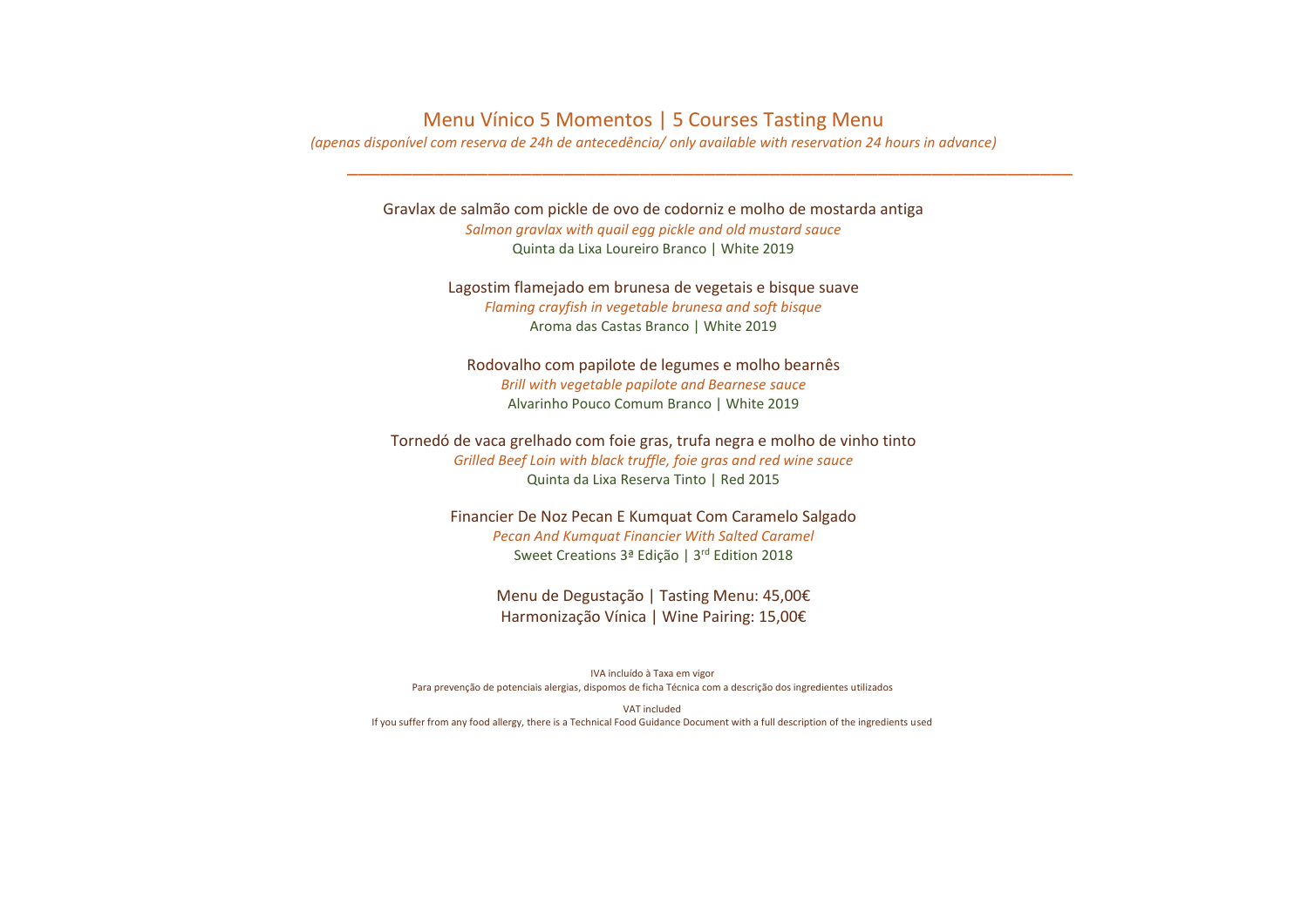# Menu Vínico 5 Momentos | 5 Courses Tasting Menu

*(apenas disponível com reserva de 24h de antecedência/ only available with reservation 24 hours in advance)*

---

Gravlax de salmão com pickle de ovo de codorniz e molho de mostarda antiga
*Salmon gravlax with quail egg pickle and old mustard sauce*
Quinta da Lixa Loureiro Branco | White 2019

Lagostim flamejado em brunesa de vegetais e bisque suave
*Flaming crayfish in vegetable brunesa and soft bisque*
Aroma das Castas Branco | White 2019

Rodovalho com papilote de legumes e molho bearnês
*Brill with vegetable papilote and Bearnese sauce*
Alvarinho Pouco Comum Branco | White 2019

Tornedó de vaca grelhado com foie gras, trufa negra e molho de vinho tinto
*Grilled Beef Loin with black truffle, foie gras and red wine sauce*
Quinta da Lixa Reserva Tinto | Red 2015

Financier De Noz Pecan E Kumquat Com Caramelo Salgado
*Pecan And Kumquat Financier With Salted Caramel*
Sweet Creations 3ª Edição | 3rd Edition 2018

Menu de Degustação | Tasting Menu: 45,00€
Harmonização Vínica | Wine Pairing: 15,00€

IVA incluído à Taxa em vigor
Para prevenção de potenciais alergias, dispomos de ficha Técnica com a descrição dos ingredientes utilizados

VAT included
If you suffer from any food allergy, there is a Technical Food Guidance Document with a full description of the ingredients used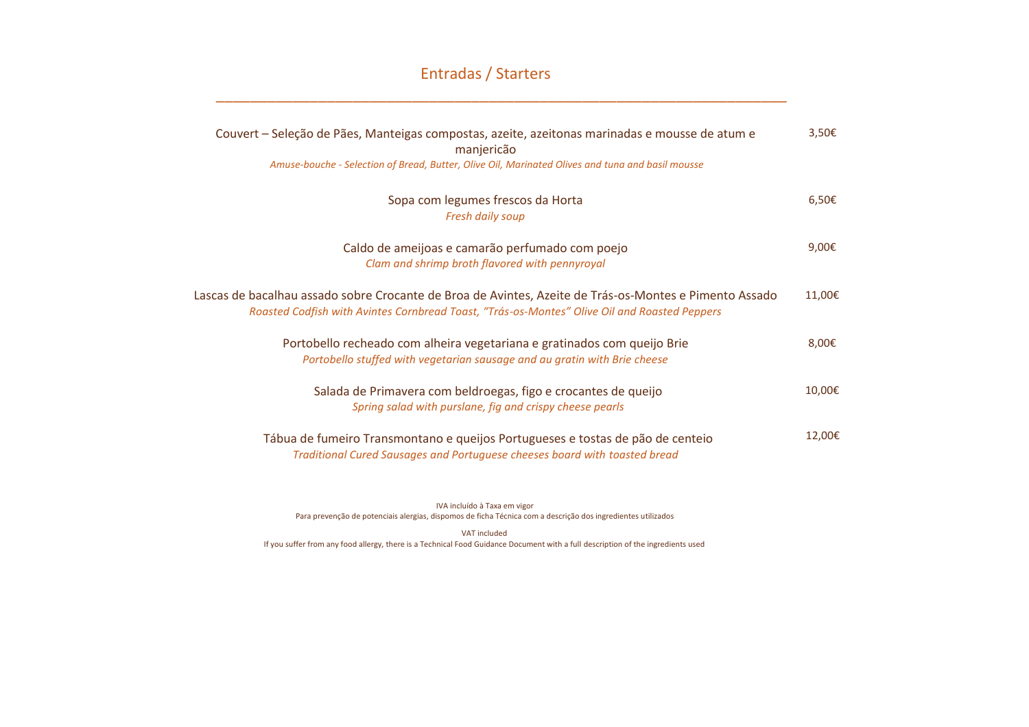# Entradas / Starters

Couvert – Seleção de Pães, Manteigas compostas, azeite, azeitonas marinadas e mousse de atum e manjericão — 3,50€
*Amuse-bouche - Selection of Bread, Butter, Olive Oil, Marinated Olives and tuna and basil mousse*

Sopa com legumes frescos da Horta — 6,50€
*Fresh daily soup*

Caldo de ameijoas e camarão perfumado com poejo — 9,00€
*Clam and shrimp broth flavored with pennyroyal*

Lascas de bacalhau assado sobre Crocante de Broa de Avintes, Azeite de Trás-os-Montes e Pimento Assado — 11,00€
*Roasted Codfish with Avintes Cornbread Toast, "Trás-os-Montes" Olive Oil and Roasted Peppers*

Portobello recheado com alheira vegetariana e gratinados com queijo Brie — 8,00€
*Portobello stuffed with vegetarian sausage and au gratin with Brie cheese*

Salada de Primavera com beldroegas, figo e crocantes de queijo — 10,00€
*Spring salad with purslane, fig and crispy cheese pearls*

Tábua de fumeiro Transmontano e queijos Portugueses e tostas de pão de centeio — 12,00€
*Traditional Cured Sausages and Portuguese cheeses board with toasted bread*

IVA incluído à Taxa em vigor
Para prevenção de potenciais alergias, dispomos de ficha Técnica com a descrição dos ingredientes utilizados

VAT included
If you suffer from any food allergy, there is a Technical Food Guidance Document with a full description of the ingredients used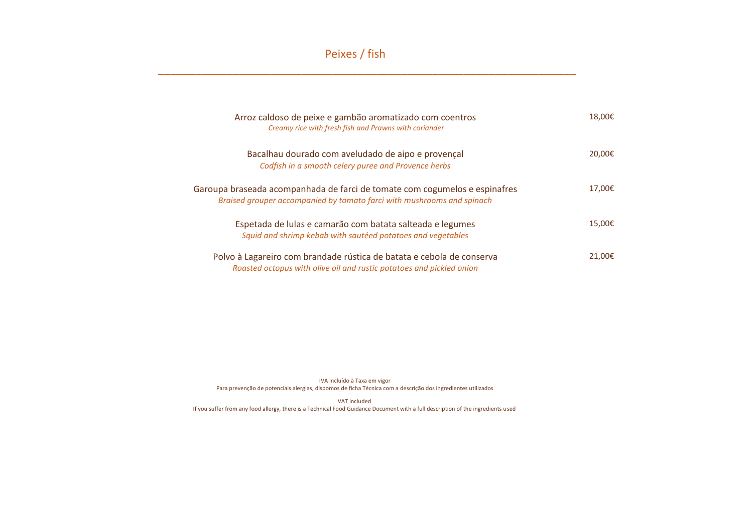# Peixes / fish

---

| | |
|---|---|
| Arroz caldoso de peixe e gambão aromatizado com coentros<br>*Creamy rice with fresh fish and Prawns with coriander* | 18,00€ |
| Bacalhau dourado com aveludado de aipo e provençal<br>*Codfish in a smooth celery puree and Provence herbs* | 20,00€ |
| Garoupa braseada acompanhada de farci de tomate com cogumelos e espinafres<br>*Braised grouper accompanied by tomato farci with mushrooms and spinach* | 17,00€ |
| Espetada de lulas e camarão com batata salteada e legumes<br>*Squid and shrimp kebab with sautéed potatoes and vegetables* | 15,00€ |
| Polvo à Lagareiro com brandade rústica de batata e cebola de conserva<br>*Roasted octopus with olive oil and rustic potatoes and pickled onion* | 21,00€ |

IVA incluído à Taxa em vigor
Para prevenção de potenciais alergias, dispomos de ficha Técnica com a descrição dos ingredientes utilizados

VAT included
If you suffer from any food allergy, there is a Technical Food Guidance Document with a full description of the ingredients used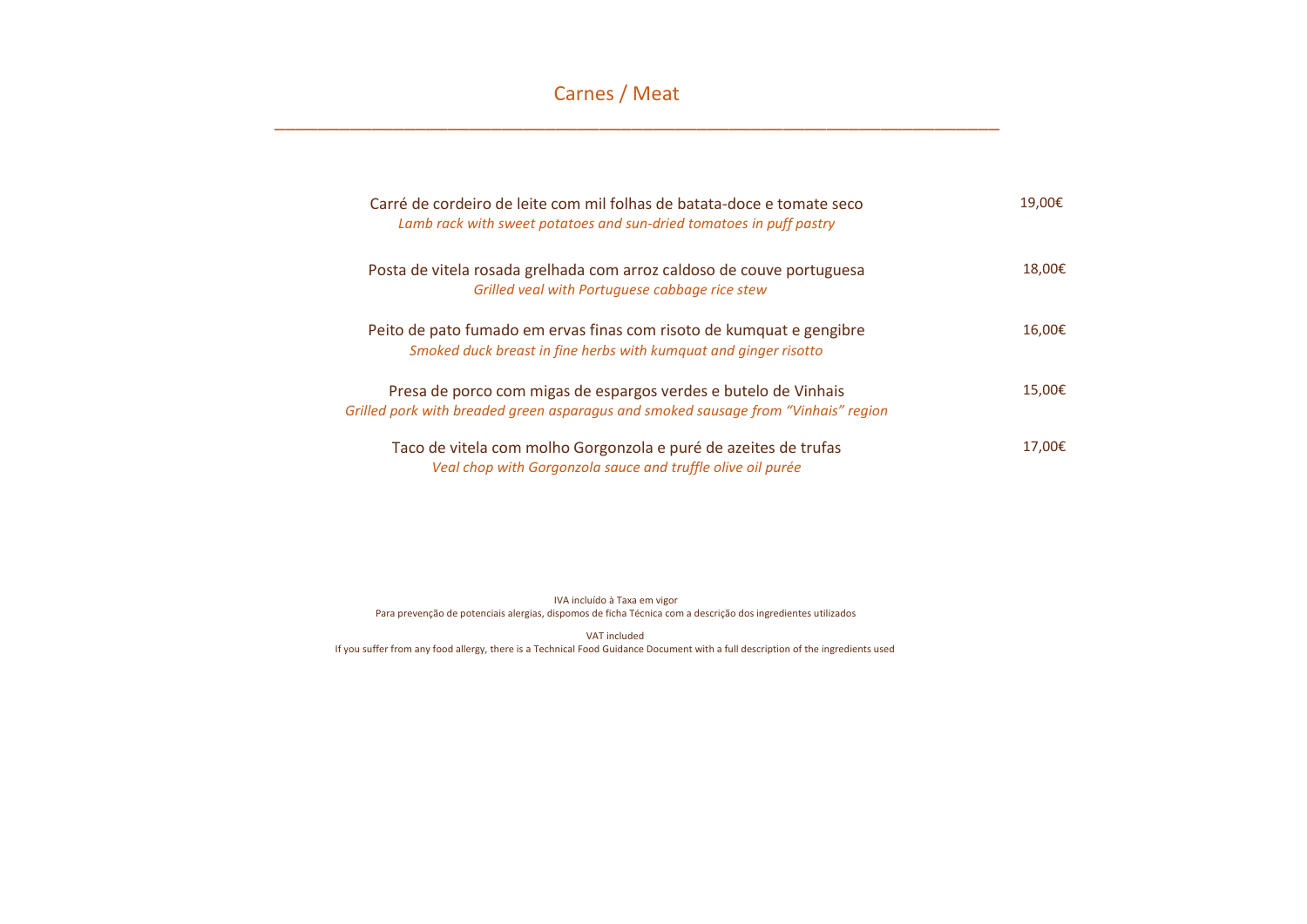# Carnes / Meat

---

Carré de cordeiro de leite com mil folhas de batata-doce e tomate seco — 19,00€
*Lamb rack with sweet potatoes and sun-dried tomatoes in puff pastry*

Posta de vitela rosada grelhada com arroz caldoso de couve portuguesa — 18,00€
*Grilled veal with Portuguese cabbage rice stew*

Peito de pato fumado em ervas finas com risoto de kumquat e gengibre — 16,00€
*Smoked duck breast in fine herbs with kumquat and ginger risotto*

Presa de porco com migas de espargos verdes e butelo de Vinhais — 15,00€
*Grilled pork with breaded green asparagus and smoked sausage from "Vinhais" region*

Taco de vitela com molho Gorgonzola e puré de azeites de trufas — 17,00€
*Veal chop with Gorgonzola sauce and truffle olive oil purée*

IVA incluído à Taxa em vigor
Para prevenção de potenciais alergias, dispomos de ficha Técnica com a descrição dos ingredientes utilizados

VAT included
If you suffer from any food allergy, there is a Technical Food Guidance Document with a full description of the ingredients used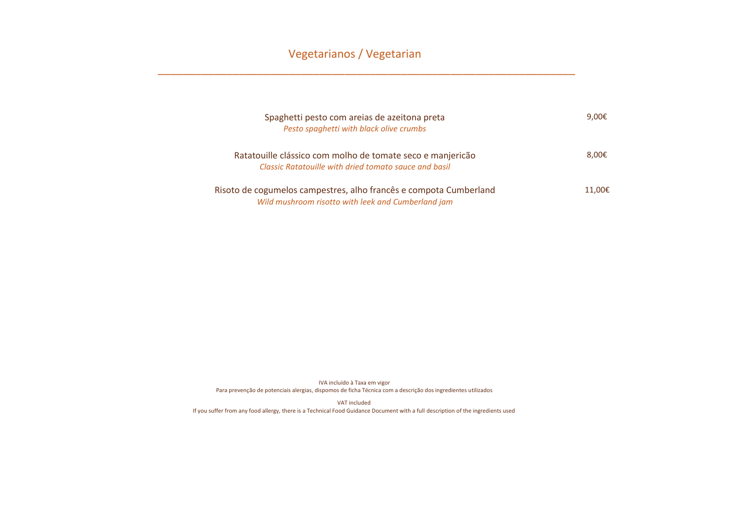# Vegetarianos / Vegetarian

---

Spaghetti pesto com areias de azeitona preta — 9,00€
*Pesto spaghetti with black olive crumbs*

Ratatouille clássico com molho de tomate seco e manjericão — 8,00€
*Classic Ratatouille with dried tomato sauce and basil*

Risoto de cogumelos campestres, alho francês e compota Cumberland — 11,00€
*Wild mushroom risotto with leek and Cumberland jam*

IVA incluído à Taxa em vigor
Para prevenção de potenciais alergias, dispomos de ficha Técnica com a descrição dos ingredientes utilizados

VAT included
If you suffer from any food allergy, there is a Technical Food Guidance Document with a full description of the ingredients used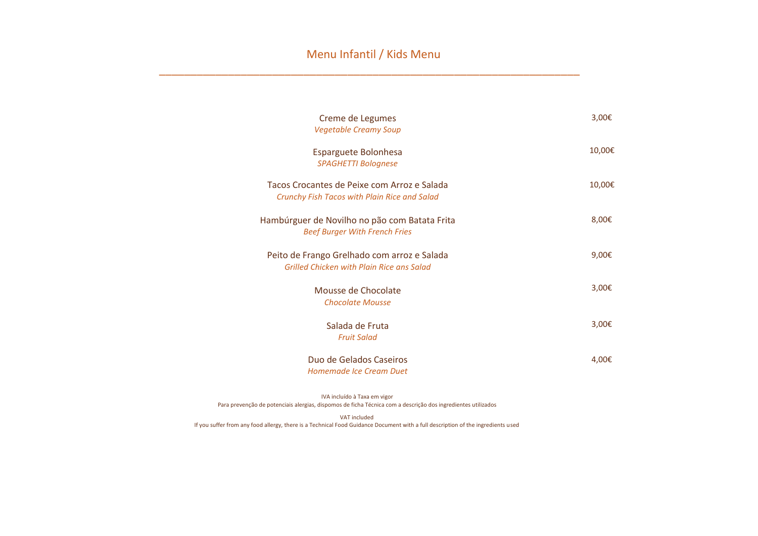# Menu Infantil / Kids Menu

---

| Item | Price |
|---|---|
| Creme de Legumes<br>*Vegetable Creamy Soup* | 3,00€ |
| Esparguete Bolonhesa<br>*SPAGHETTI Bolognese* | 10,00€ |
| Tacos Crocantes de Peixe com Arroz e Salada<br>*Crunchy Fish Tacos with Plain Rice and Salad* | 10,00€ |
| Hambúrguer de Novilho no pão com Batata Frita<br>*Beef Burger With French Fries* | 8,00€ |
| Peito de Frango Grelhado com arroz e Salada<br>*Grilled Chicken with Plain Rice ans Salad* | 9,00€ |
| Mousse de Chocolate<br>*Chocolate Mousse* | 3,00€ |
| Salada de Fruta<br>*Fruit Salad* | 3,00€ |
| Duo de Gelados Caseiros<br>*Homemade Ice Cream Duet* | 4,00€ |

IVA incluído à Taxa em vigor
Para prevenção de potenciais alergias, dispomos de ficha Técnica com a descrição dos ingredientes utilizados

VAT included
If you suffer from any food allergy, there is a Technical Food Guidance Document with a full description of the ingredients used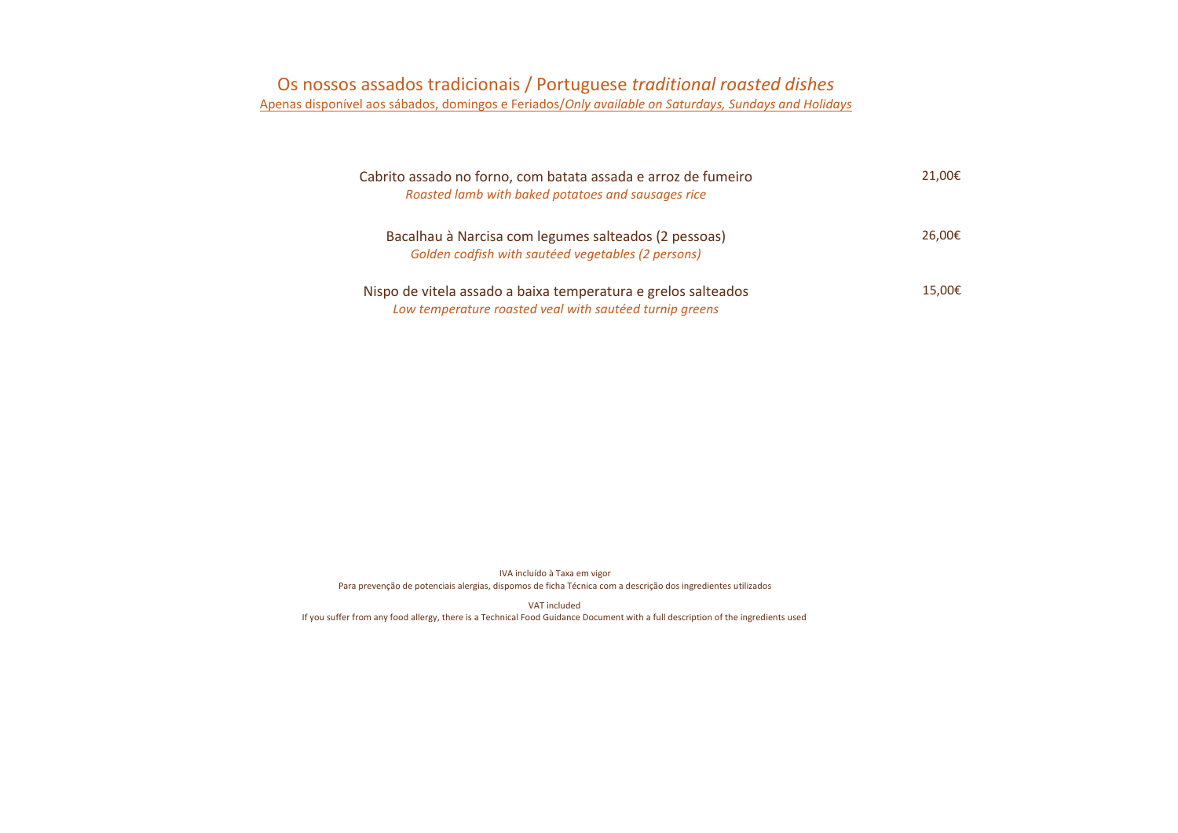# Os nossos assados tradicionais / Portuguese *traditional roasted dishes*

Apenas disponível aos sábados, domingos e Feriados/*Only available on Saturdays, Sundays and Holidays*

| Prato | Preço |
|---|---|
| Cabrito assado no forno, com batata assada e arroz de fumeiro<br>*Roasted lamb with baked potatoes and sausages rice* | 21,00€ |
| Bacalhau à Narcisa com legumes salteados (2 pessoas)<br>*Golden codfish with sautéed vegetables (2 persons)* | 26,00€ |
| Nispo de vitela assado a baixa temperatura e grelos salteados<br>*Low temperature roasted veal with sautéed turnip greens* | 15,00€ |

IVA incluído à Taxa em vigor

Para prevenção de potenciais alergias, dispomos de ficha Técnica com a descrição dos ingredientes utilizados

VAT included

If you suffer from any food allergy, there is a Technical Food Guidance Document with a full description of the ingredients used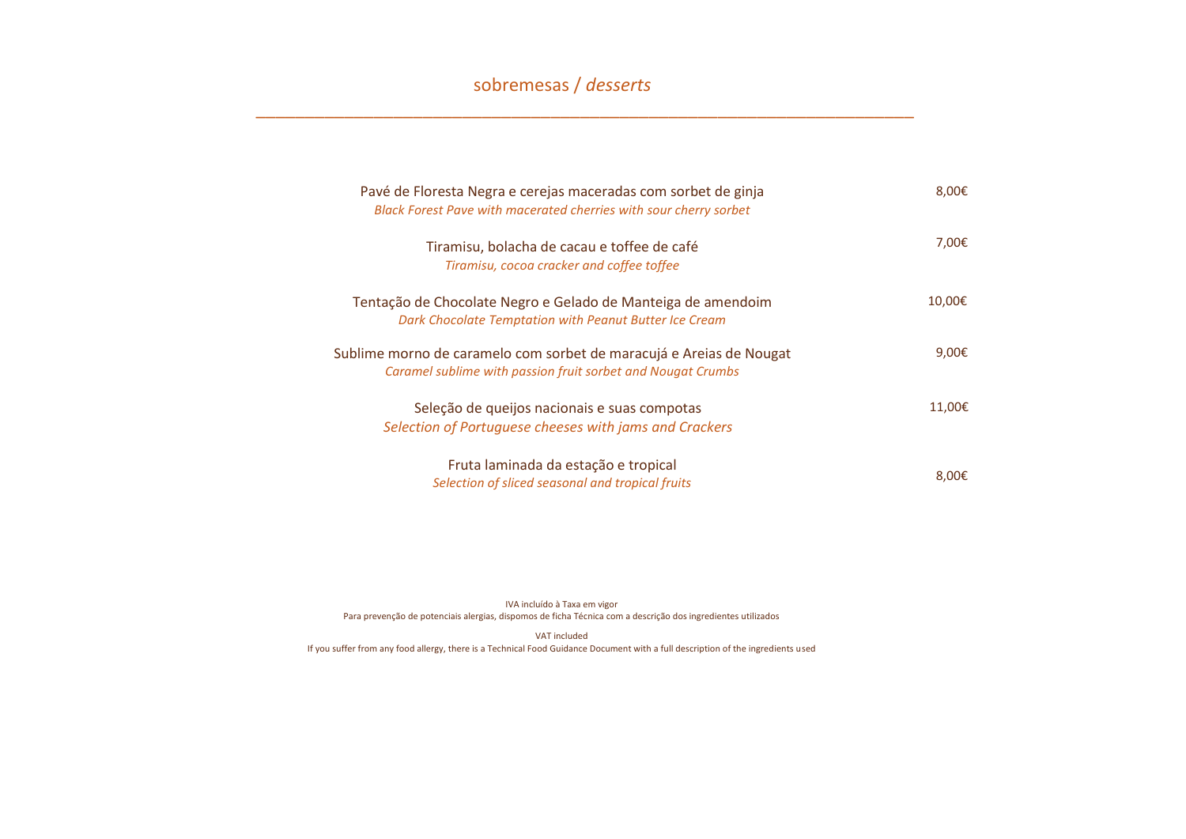# sobremesas / *desserts*

---

| | |
|---|---|
| Pavé de Floresta Negra e cerejas maceradas com sorbet de ginja<br>*Black Forest Pave with macerated cherries with sour cherry sorbet* | 8,00€ |
| Tiramisu, bolacha de cacau e toffee de café<br>*Tiramisu, cocoa cracker and coffee toffee* | 7,00€ |
| Tentação de Chocolate Negro e Gelado de Manteiga de amendoim<br>*Dark Chocolate Temptation with Peanut Butter Ice Cream* | 10,00€ |
| Sublime morno de caramelo com sorbet de maracujá e Areias de Nougat<br>*Caramel sublime with passion fruit sorbet and Nougat Crumbs* | 9,00€ |
| Seleção de queijos nacionais e suas compotas<br>*Selection of Portuguese cheeses with jams and Crackers* | 11,00€ |
| Fruta laminada da estação e tropical<br>*Selection of sliced seasonal and tropical fruits* | 8,00€ |

IVA incluído à Taxa em vigor

Para prevenção de potenciais alergias, dispomos de ficha Técnica com a descrição dos ingredientes utilizados

VAT included

If you suffer from any food allergy, there is a Technical Food Guidance Document with a full description of the ingredients used